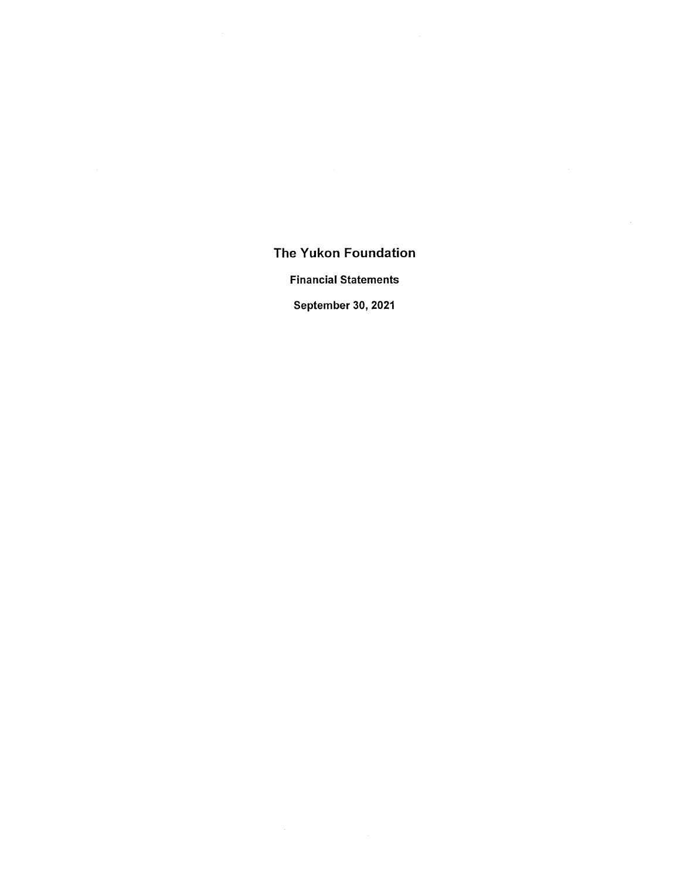# The Yukon Foundation

**Financial Statements**

**September 30, 2021**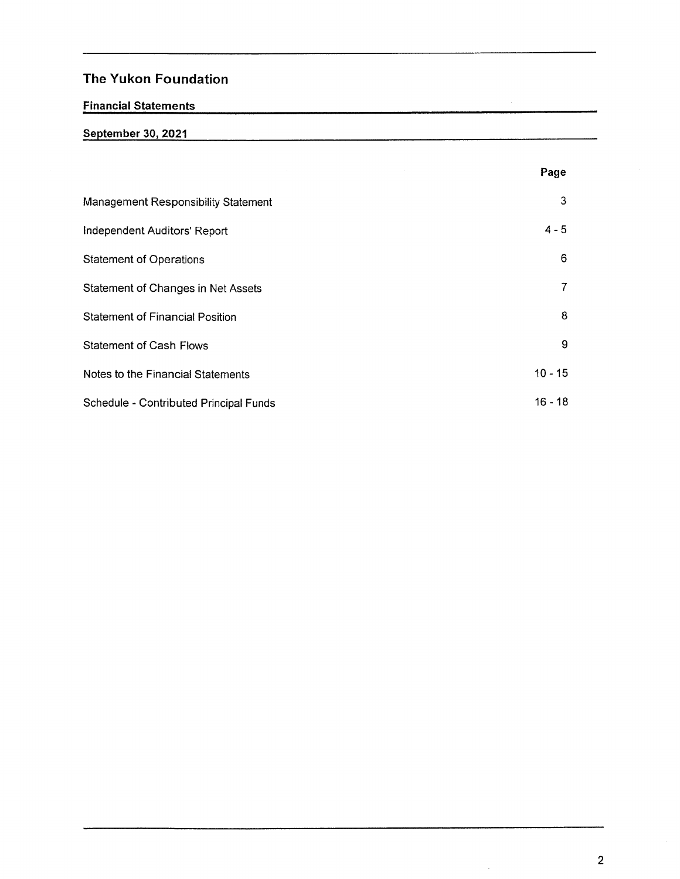# The Yukon Foundation

## Financial Statements

## September 30, 2021

| | Page |
|---|---|
| Management Responsibility Statement | 3 |
| Independent Auditors' Report | 4 - 5 |
| Statement of Operations | 6 |
| Statement of Changes in Net Assets | 7 |
| Statement of Financial Position | 8 |
| Statement of Cash Flows | 9 |
| Notes to the Financial Statements | 10 - 15 |
| Schedule - Contributed Principal Funds | 16 - 18 |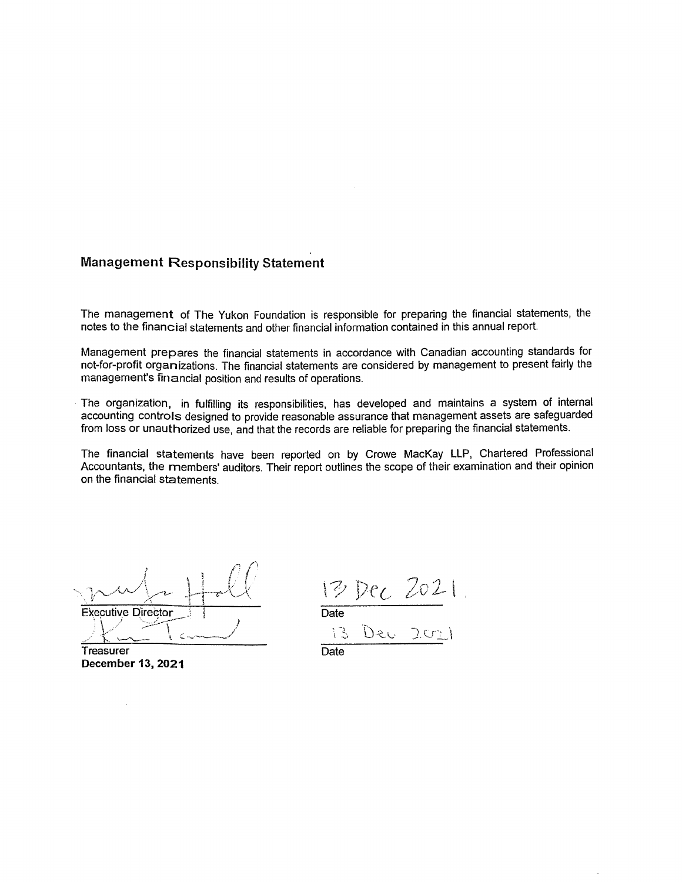## Management Responsibility Statement

The management of The Yukon Foundation is responsible for preparing the financial statements, the notes to the financial statements and other financial information contained in this annual report.

Management prepares the financial statements in accordance with Canadian accounting standards for not-for-profit organizations. The financial statements are considered by management to present fairly the management's financial position and results of operations.

The organization, in fulfilling its responsibilities, has developed and maintains a system of internal accounting controls designed to provide reasonable assurance that management assets are safeguarded from loss or unauthorized use, and that the records are reliable for preparing the financial statements.

The financial statements have been reported on by Crowe MacKay LLP, Chartered Professional Accountants, the members' auditors. Their report outlines the scope of their examination and their opinion on the financial statements.

Executive Director — 13 Dec 2021
Date

Treasurer — 13 Dec 2021
Date

**December 13, 2021**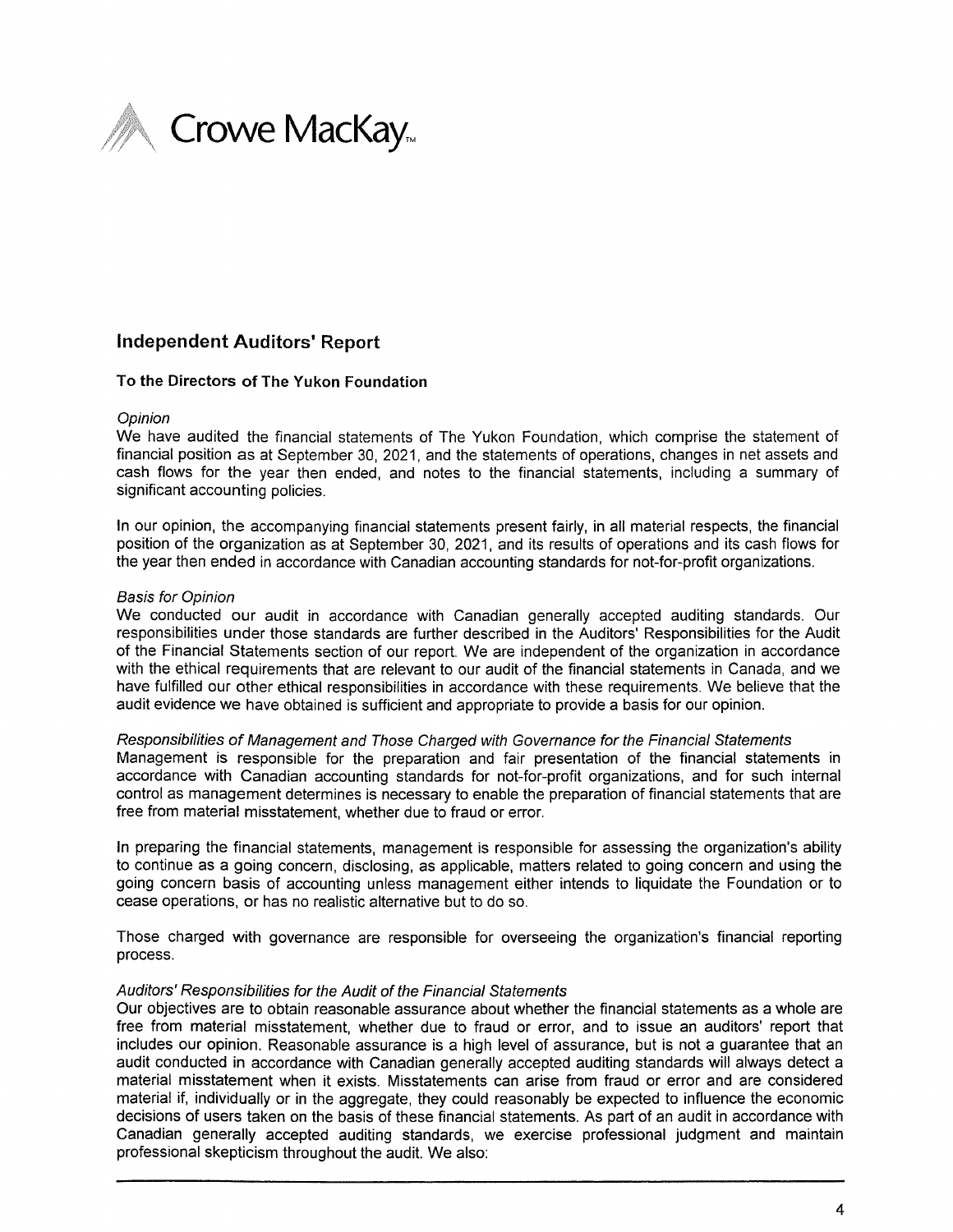Crowe MacKay

## Independent Auditors' Report

### To the Directors of The Yukon Foundation

*Opinion*

We have audited the financial statements of The Yukon Foundation, which comprise the statement of financial position as at September 30, 2021, and the statements of operations, changes in net assets and cash flows for the year then ended, and notes to the financial statements, including a summary of significant accounting policies.

In our opinion, the accompanying financial statements present fairly, in all material respects, the financial position of the organization as at September 30, 2021, and its results of operations and its cash flows for the year then ended in accordance with Canadian accounting standards for not-for-profit organizations.

*Basis for Opinion*

We conducted our audit in accordance with Canadian generally accepted auditing standards. Our responsibilities under those standards are further described in the Auditors' Responsibilities for the Audit of the Financial Statements section of our report. We are independent of the organization in accordance with the ethical requirements that are relevant to our audit of the financial statements in Canada, and we have fulfilled our other ethical responsibilities in accordance with these requirements. We believe that the audit evidence we have obtained is sufficient and appropriate to provide a basis for our opinion.

*Responsibilities of Management and Those Charged with Governance for the Financial Statements*

Management is responsible for the preparation and fair presentation of the financial statements in accordance with Canadian accounting standards for not-for-profit organizations, and for such internal control as management determines is necessary to enable the preparation of financial statements that are free from material misstatement, whether due to fraud or error.

In preparing the financial statements, management is responsible for assessing the organization's ability to continue as a going concern, disclosing, as applicable, matters related to going concern and using the going concern basis of accounting unless management either intends to liquidate the Foundation or to cease operations, or has no realistic alternative but to do so.

Those charged with governance are responsible for overseeing the organization's financial reporting process.

*Auditors' Responsibilities for the Audit of the Financial Statements*

Our objectives are to obtain reasonable assurance about whether the financial statements as a whole are free from material misstatement, whether due to fraud or error, and to issue an auditors' report that includes our opinion. Reasonable assurance is a high level of assurance, but is not a guarantee that an audit conducted in accordance with Canadian generally accepted auditing standards will always detect a material misstatement when it exists. Misstatements can arise from fraud or error and are considered material if, individually or in the aggregate, they could reasonably be expected to influence the economic decisions of users taken on the basis of these financial statements. As part of an audit in accordance with Canadian generally accepted auditing standards, we exercise professional judgment and maintain professional skepticism throughout the audit. We also: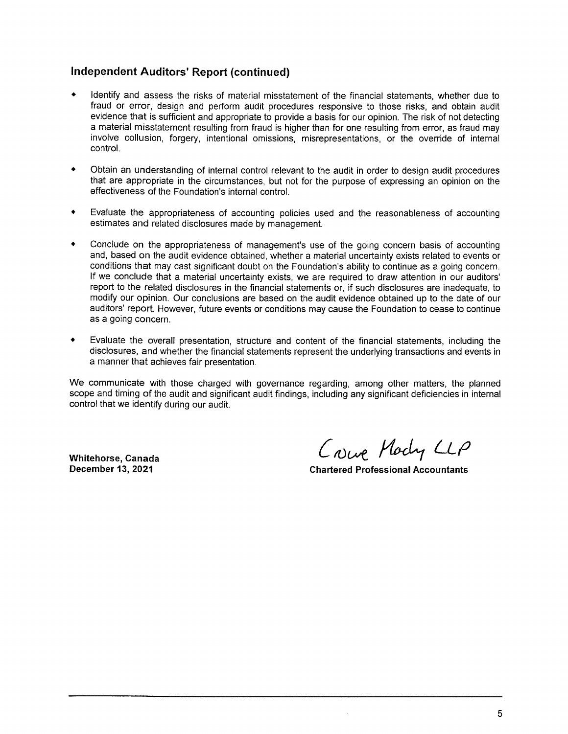## Independent Auditors' Report (continued)

- Identify and assess the risks of material misstatement of the financial statements, whether due to fraud or error, design and perform audit procedures responsive to those risks, and obtain audit evidence that is sufficient and appropriate to provide a basis for our opinion. The risk of not detecting a material misstatement resulting from fraud is higher than for one resulting from error, as fraud may involve collusion, forgery, intentional omissions, misrepresentations, or the override of internal control.

- Obtain an understanding of internal control relevant to the audit in order to design audit procedures that are appropriate in the circumstances, but not for the purpose of expressing an opinion on the effectiveness of the Foundation's internal control.

- Evaluate the appropriateness of accounting policies used and the reasonableness of accounting estimates and related disclosures made by management.

- Conclude on the appropriateness of management's use of the going concern basis of accounting and, based on the audit evidence obtained, whether a material uncertainty exists related to events or conditions that may cast significant doubt on the Foundation's ability to continue as a going concern. If we conclude that a material uncertainty exists, we are required to draw attention in our auditors' report to the related disclosures in the financial statements or, if such disclosures are inadequate, to modify our opinion. Our conclusions are based on the audit evidence obtained up to the date of our auditors' report. However, future events or conditions may cause the Foundation to cease to continue as a going concern.

- Evaluate the overall presentation, structure and content of the financial statements, including the disclosures, and whether the financial statements represent the underlying transactions and events in a manner that achieves fair presentation.

We communicate with those charged with governance regarding, among other matters, the planned scope and timing of the audit and significant audit findings, including any significant deficiencies in internal control that we identify during our audit.

Crowe Mackay LLP

**Whitehorse, Canada**
**December 13, 2021**

**Chartered Professional Accountants**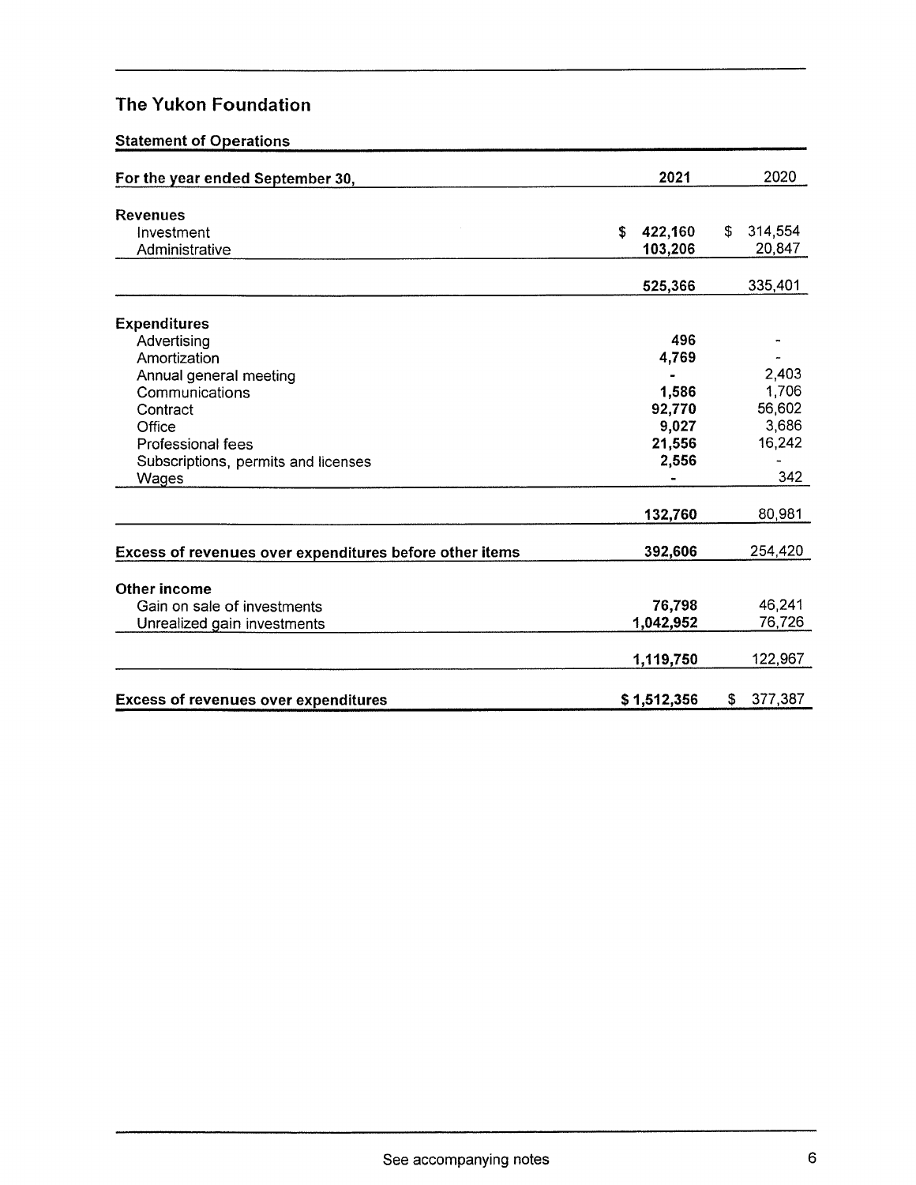## The Yukon Foundation

### Statement of Operations

| For the year ended September 30, | 2021 | 2020 |
|---|---|---|
| **Revenues** | | |
| Investment | $ 422,160 | $ 314,554 |
| Administrative | 103,206 | 20,847 |
| | 525,366 | 335,401 |
| **Expenditures** | | |
| Advertising | 496 | - |
| Amortization | 4,769 | - |
| Annual general meeting | - | 2,403 |
| Communications | 1,586 | 1,706 |
| Contract | 92,770 | 56,602 |
| Office | 9,027 | 3,686 |
| Professional fees | 21,556 | 16,242 |
| Subscriptions, permits and licenses | 2,556 | - |
| Wages | - | 342 |
| | 132,760 | 80,981 |
| **Excess of revenues over expenditures before other items** | 392,606 | 254,420 |
| **Other income** | | |
| Gain on sale of investments | 76,798 | 46,241 |
| Unrealized gain investments | 1,042,952 | 76,726 |
| | 1,119,750 | 122,967 |
| **Excess of revenues over expenditures** | $ 1,512,356 | $ 377,387 |

See accompanying notes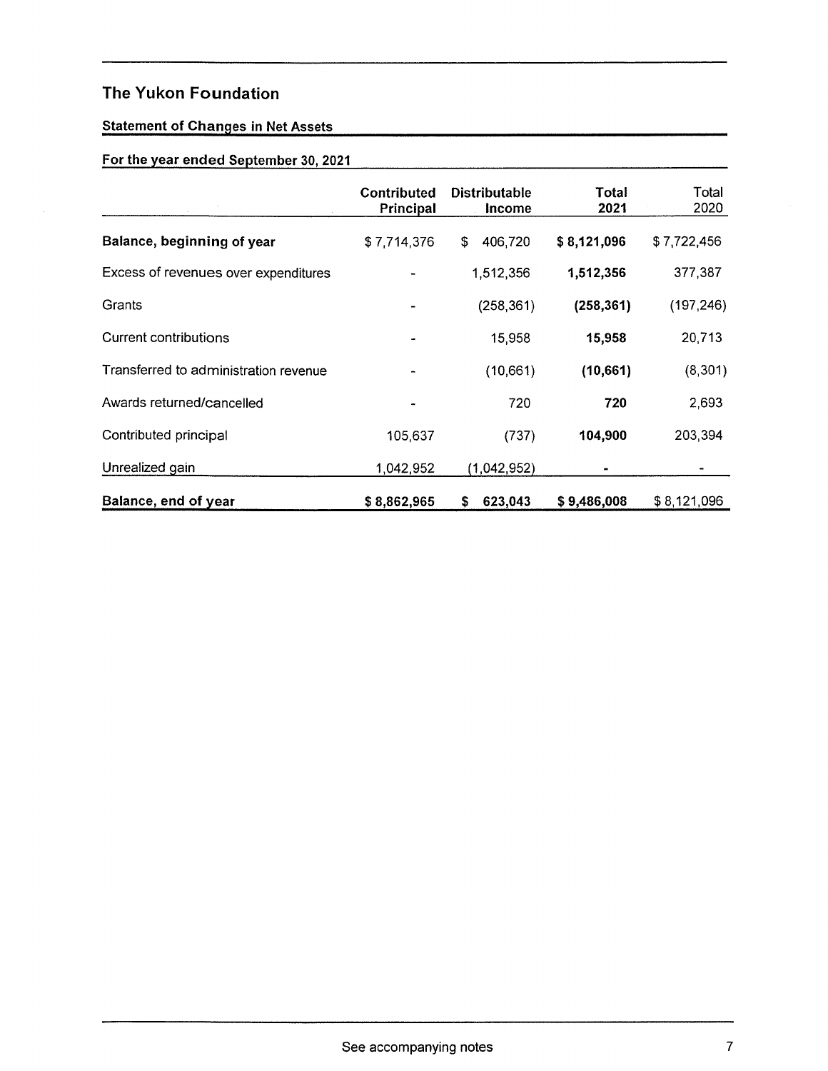# The Yukon Foundation

## Statement of Changes in Net Assets

### For the year ended September 30, 2021

| | Contributed Principal | Distributable Income | Total 2021 | Total 2020 |
|---|---|---|---|---|
| **Balance, beginning of year** | $ 7,714,376 | $ 406,720 | **$ 8,121,096** | $ 7,722,456 |
| Excess of revenues over expenditures | - | 1,512,356 | **1,512,356** | 377,387 |
| Grants | - | (258,361) | **(258,361)** | (197,246) |
| Current contributions | - | 15,958 | **15,958** | 20,713 |
| Transferred to administration revenue | - | (10,661) | **(10,661)** | (8,301) |
| Awards returned/cancelled | - | 720 | **720** | 2,693 |
| Contributed principal | 105,637 | (737) | **104,900** | 203,394 |
| Unrealized gain | 1,042,952 | (1,042,952) | - | - |
| **Balance, end of year** | **$ 8,862,965** | **$ 623,043** | **$ 9,486,008** | $ 8,121,096 |

See accompanying notes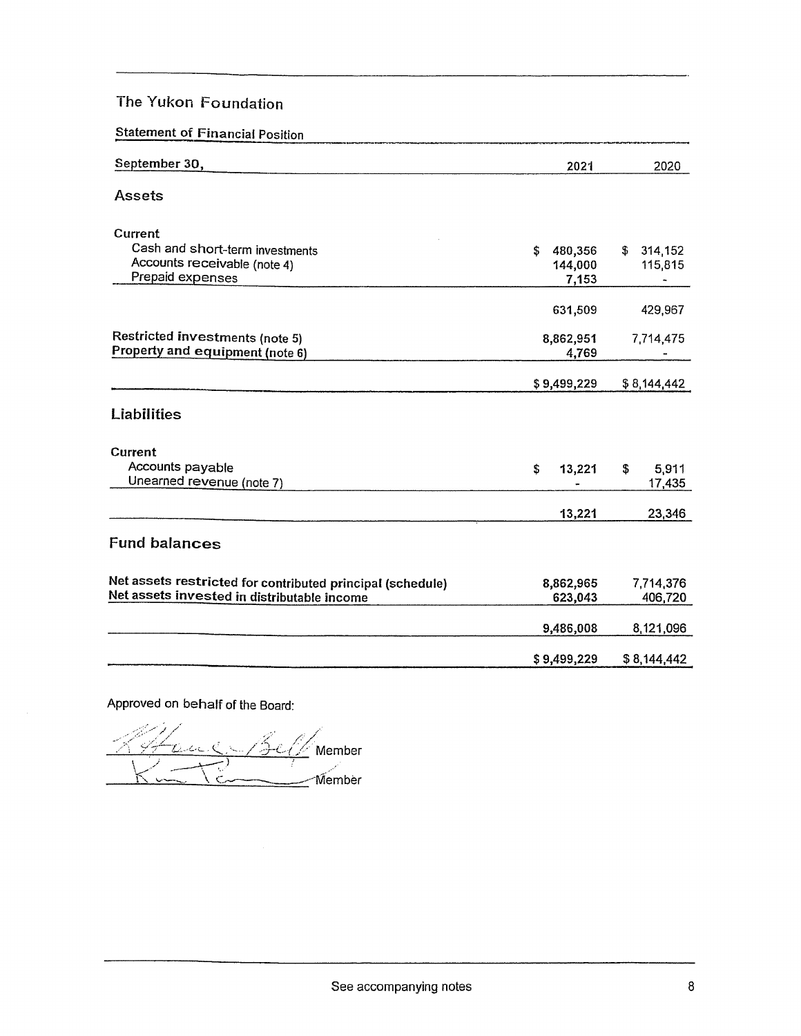# The Yukon Foundation

## Statement of Financial Position

| September 30, | 2021 | 2020 |
|---|---|---|
| **Assets** | | |
| **Current** | | |
| Cash and short-term investments | $ 480,356 | $ 314,152 |
| Accounts receivable (note 4) | 144,000 | 115,815 |
| Prepaid expenses | 7,153 | - |
| | 631,509 | 429,967 |
| Restricted investments (note 5) | 8,862,951 | 7,714,475 |
| Property and equipment (note 6) | 4,769 | - |
| | $ 9,499,229 | $ 8,144,442 |
| **Liabilities** | | |
| **Current** | | |
| Accounts payable | $ 13,221 | $ 5,911 |
| Unearned revenue (note 7) | - | 17,435 |
| | 13,221 | 23,346 |
| **Fund balances** | | |
| Net assets restricted for contributed principal (schedule) | 8,862,965 | 7,714,376 |
| Net assets invested in distributable income | 623,043 | 406,720 |
| | 9,486,008 | 8,121,096 |
| | $ 9,499,229 | $ 8,144,442 |

Approved on behalf of the Board:

_______________ Member

_______________ Member

See accompanying notes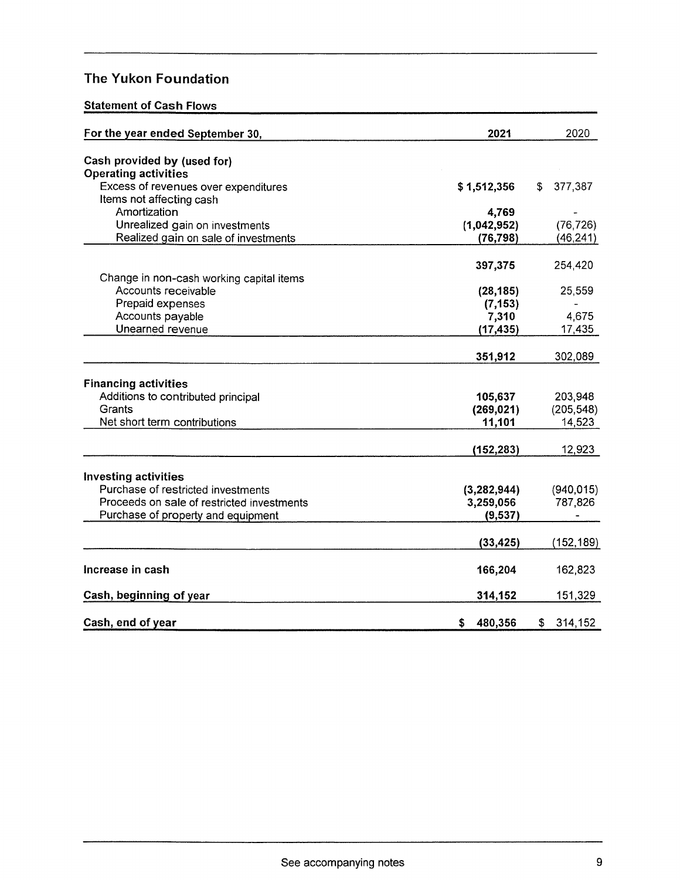## The Yukon Foundation

### Statement of Cash Flows

| For the year ended September 30, | 2021 | 2020 |
|---|---|---|
| **Cash provided by (used for)** | | |
| **Operating activities** | | |
| Excess of revenues over expenditures | $ 1,512,356 | $ 377,387 |
| Items not affecting cash | | |
| Amortization | 4,769 | - |
| Unrealized gain on investments | (1,042,952) | (76,726) |
| Realized gain on sale of investments | (76,798) | (46,241) |
| | 397,375 | 254,420 |
| Change in non-cash working capital items | | |
| Accounts receivable | (28,185) | 25,559 |
| Prepaid expenses | (7,153) | - |
| Accounts payable | 7,310 | 4,675 |
| Unearned revenue | (17,435) | 17,435 |
| | 351,912 | 302,089 |
| **Financing activities** | | |
| Additions to contributed principal | 105,637 | 203,948 |
| Grants | (269,021) | (205,548) |
| Net short term contributions | 11,101 | 14,523 |
| | (152,283) | 12,923 |
| **Investing activities** | | |
| Purchase of restricted investments | (3,282,944) | (940,015) |
| Proceeds on sale of restricted investments | 3,259,056 | 787,826 |
| Purchase of property and equipment | (9,537) | - |
| | (33,425) | (152,189) |
| **Increase in cash** | 166,204 | 162,823 |
| **Cash, beginning of year** | 314,152 | 151,329 |
| **Cash, end of year** | $ 480,356 | $ 314,152 |

See accompanying notes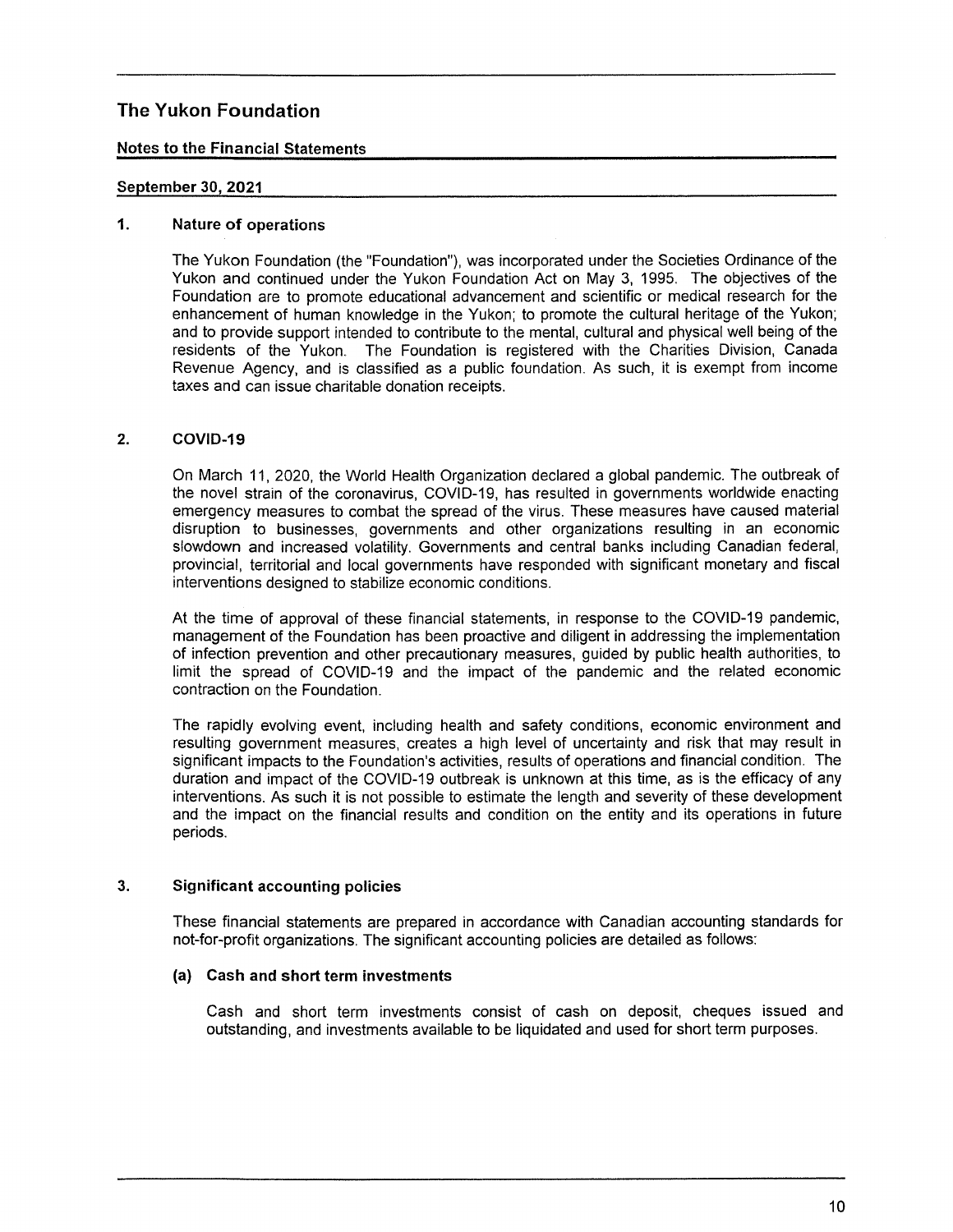# The Yukon Foundation

## Notes to the Financial Statements

**September 30, 2021**

### 1. Nature of operations

The Yukon Foundation (the "Foundation"), was incorporated under the Societies Ordinance of the Yukon and continued under the Yukon Foundation Act on May 3, 1995. The objectives of the Foundation are to promote educational advancement and scientific or medical research for the enhancement of human knowledge in the Yukon; to promote the cultural heritage of the Yukon; and to provide support intended to contribute to the mental, cultural and physical well being of the residents of the Yukon. The Foundation is registered with the Charities Division, Canada Revenue Agency, and is classified as a public foundation. As such, it is exempt from income taxes and can issue charitable donation receipts.

### 2. COVID-19

On March 11, 2020, the World Health Organization declared a global pandemic. The outbreak of the novel strain of the coronavirus, COVID-19, has resulted in governments worldwide enacting emergency measures to combat the spread of the virus. These measures have caused material disruption to businesses, governments and other organizations resulting in an economic slowdown and increased volatility. Governments and central banks including Canadian federal, provincial, territorial and local governments have responded with significant monetary and fiscal interventions designed to stabilize economic conditions.

At the time of approval of these financial statements, in response to the COVID-19 pandemic, management of the Foundation has been proactive and diligent in addressing the implementation of infection prevention and other precautionary measures, guided by public health authorities, to limit the spread of COVID-19 and the impact of the pandemic and the related economic contraction on the Foundation.

The rapidly evolving event, including health and safety conditions, economic environment and resulting government measures, creates a high level of uncertainty and risk that may result in significant impacts to the Foundation's activities, results of operations and financial condition. The duration and impact of the COVID-19 outbreak is unknown at this time, as is the efficacy of any interventions. As such it is not possible to estimate the length and severity of these development and the impact on the financial results and condition on the entity and its operations in future periods.

### 3. Significant accounting policies

These financial statements are prepared in accordance with Canadian accounting standards for not-for-profit organizations. The significant accounting policies are detailed as follows:

#### (a) Cash and short term investments

Cash and short term investments consist of cash on deposit, cheques issued and outstanding, and investments available to be liquidated and used for short term purposes.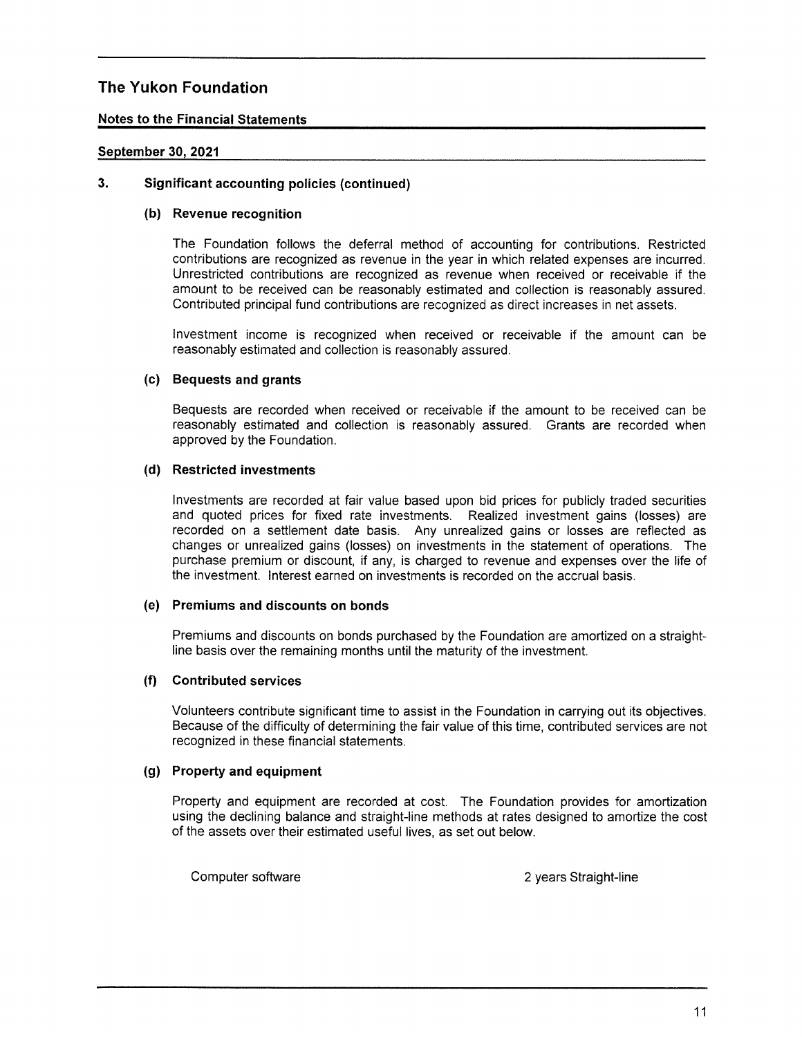# The Yukon Foundation

## Notes to the Financial Statements

**September 30, 2021**

### 3. Significant accounting policies (continued)

#### (b) Revenue recognition

The Foundation follows the deferral method of accounting for contributions. Restricted contributions are recognized as revenue in the year in which related expenses are incurred. Unrestricted contributions are recognized as revenue when received or receivable if the amount to be received can be reasonably estimated and collection is reasonably assured. Contributed principal fund contributions are recognized as direct increases in net assets.

Investment income is recognized when received or receivable if the amount can be reasonably estimated and collection is reasonably assured.

#### (c) Bequests and grants

Bequests are recorded when received or receivable if the amount to be received can be reasonably estimated and collection is reasonably assured. Grants are recorded when approved by the Foundation.

#### (d) Restricted investments

Investments are recorded at fair value based upon bid prices for publicly traded securities and quoted prices for fixed rate investments. Realized investment gains (losses) are recorded on a settlement date basis. Any unrealized gains or losses are reflected as changes or unrealized gains (losses) on investments in the statement of operations. The purchase premium or discount, if any, is charged to revenue and expenses over the life of the investment. Interest earned on investments is recorded on the accrual basis.

#### (e) Premiums and discounts on bonds

Premiums and discounts on bonds purchased by the Foundation are amortized on a straight-line basis over the remaining months until the maturity of the investment.

#### (f) Contributed services

Volunteers contribute significant time to assist in the Foundation in carrying out its objectives. Because of the difficulty of determining the fair value of this time, contributed services are not recognized in these financial statements.

#### (g) Property and equipment

Property and equipment are recorded at cost. The Foundation provides for amortization using the declining balance and straight-line methods at rates designed to amortize the cost of the assets over their estimated useful lives, as set out below.

| | |
|---|---|
| Computer software | 2 years Straight-line |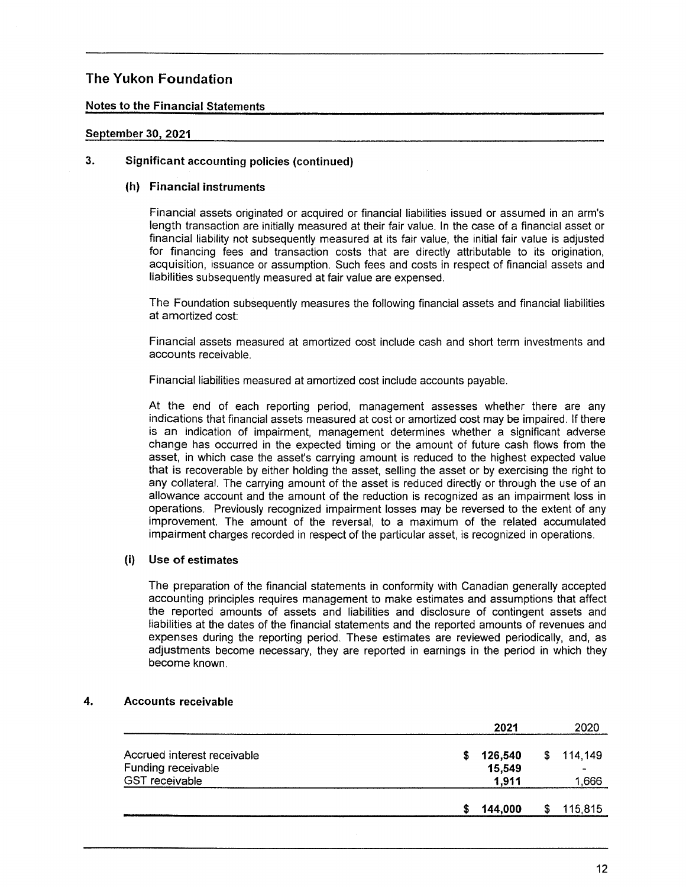# The Yukon Foundation

## Notes to the Financial Statements

### September 30, 2021

## 3. Significant accounting policies (continued)

### (h) Financial instruments

Financial assets originated or acquired or financial liabilities issued or assumed in an arm's length transaction are initially measured at their fair value. In the case of a financial asset or financial liability not subsequently measured at its fair value, the initial fair value is adjusted for financing fees and transaction costs that are directly attributable to its origination, acquisition, issuance or assumption. Such fees and costs in respect of financial assets and liabilities subsequently measured at fair value are expensed.

The Foundation subsequently measures the following financial assets and financial liabilities at amortized cost:

Financial assets measured at amortized cost include cash and short term investments and accounts receivable.

Financial liabilities measured at amortized cost include accounts payable.

At the end of each reporting period, management assesses whether there are any indications that financial assets measured at cost or amortized cost may be impaired. If there is an indication of impairment, management determines whether a significant adverse change has occurred in the expected timing or the amount of future cash flows from the asset, in which case the asset's carrying amount is reduced to the highest expected value that is recoverable by either holding the asset, selling the asset or by exercising the right to any collateral. The carrying amount of the asset is reduced directly or through the use of an allowance account and the amount of the reduction is recognized as an impairment loss in operations. Previously recognized impairment losses may be reversed to the extent of any improvement. The amount of the reversal, to a maximum of the related accumulated impairment charges recorded in respect of the particular asset, is recognized in operations.

### (i) Use of estimates

The preparation of the financial statements in conformity with Canadian generally accepted accounting principles requires management to make estimates and assumptions that affect the reported amounts of assets and liabilities and disclosure of contingent assets and liabilities at the dates of the financial statements and the reported amounts of revenues and expenses during the reporting period. These estimates are reviewed periodically, and, as adjustments become necessary, they are reported in earnings in the period in which they become known.

## 4. Accounts receivable

| | **2021** | 2020 |
|---|---|---|
| Accrued interest receivable | **$ 126,540** | $ 114,149 |
| Funding receivable | **15,549** | - |
| GST receivable | **1,911** | 1,666 |
| | **$ 144,000** | $ 115,815 |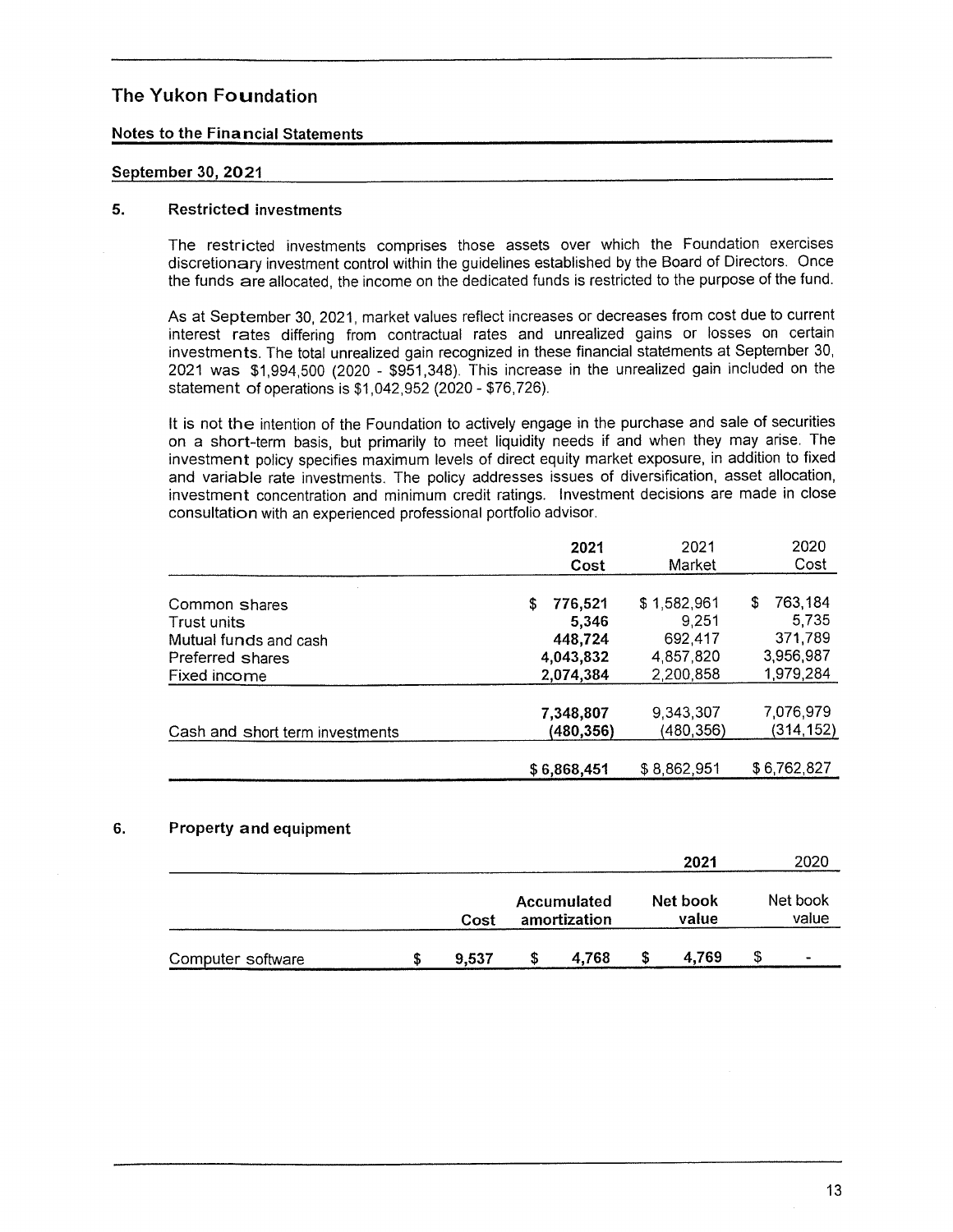# The Yukon Foundation

## Notes to the Financial Statements

### September 30, 2021

## 5. Restricted investments

The restricted investments comprises those assets over which the Foundation exercises discretionary investment control within the guidelines established by the Board of Directors. Once the funds are allocated, the income on the dedicated funds is restricted to the purpose of the fund.

As at September 30, 2021, market values reflect increases or decreases from cost due to current interest rates differing from contractual rates and unrealized gains or losses on certain investments. The total unrealized gain recognized in these financial statements at September 30, 2021 was $1,994,500 (2020 - $951,348). This increase in the unrealized gain included on the statement of operations is $1,042,952 (2020 - $76,726).

It is not the intention of the Foundation to actively engage in the purchase and sale of securities on a short-term basis, but primarily to meet liquidity needs if and when they may arise. The investment policy specifies maximum levels of direct equity market exposure, in addition to fixed and variable rate investments. The policy addresses issues of diversification, asset allocation, investment concentration and minimum credit ratings. Investment decisions are made in close consultation with an experienced professional portfolio advisor.

| | **2021 Cost** | 2021 Market | 2020 Cost |
|---|---|---|---|
| Common shares | **$ 776,521** | $ 1,582,961 | $ 763,184 |
| Trust units | **5,346** | 9,251 | 5,735 |
| Mutual funds and cash | **448,724** | 692,417 | 371,789 |
| Preferred shares | **4,043,832** | 4,857,820 | 3,956,987 |
| Fixed income | **2,074,384** | 2,200,858 | 1,979,284 |
| | **7,348,807** | 9,343,307 | 7,076,979 |
| Cash and short term investments | **(480,356)** | (480,356) | (314,152) |
| | **$ 6,868,451** | $ 8,862,951 | $ 6,762,827 |

## 6. Property and equipment

| | Cost | Accumulated amortization | **2021** Net book value | 2020 Net book value |
|---|---|---|---|---|
| Computer software | **$ 9,537** | **$ 4,768** | **$ 4,769** | $ - |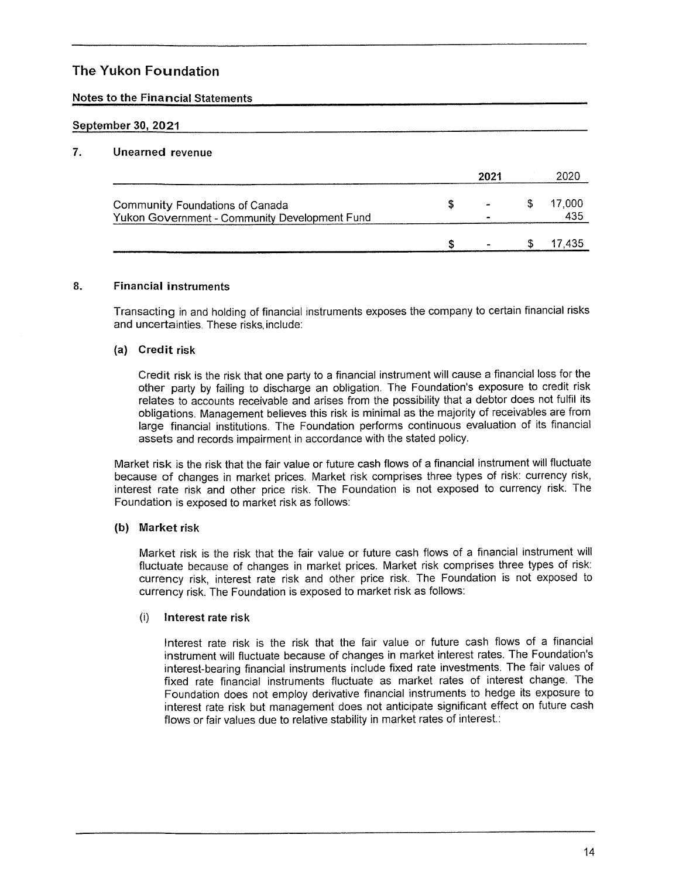# The Yukon Foundation

## Notes to the Financial Statements

### September 30, 2021

### 7. Unearned revenue

| | | 2021 | | 2020 |
|---|---|---|---|---|
| Community Foundations of Canada | $ | - | $ | 17,000 |
| Yukon Government - Community Development Fund | | - | | 435 |
| | $ | - | $ | 17,435 |

### 8. Financial instruments

Transacting in and holding of financial instruments exposes the company to certain financial risks and uncertainties. These risks, include:

**(a) Credit risk**

Credit risk is the risk that one party to a financial instrument will cause a financial loss for the other party by failing to discharge an obligation. The Foundation's exposure to credit risk relates to accounts receivable and arises from the possibility that a debtor does not fulfil its obligations. Management believes this risk is minimal as the majority of receivables are from large financial institutions. The Foundation performs continuous evaluation of its financial assets and records impairment in accordance with the stated policy.

Market risk is the risk that the fair value or future cash flows of a financial instrument will fluctuate because of changes in market prices. Market risk comprises three types of risk: currency risk, interest rate risk and other price risk. The Foundation is not exposed to currency risk. The Foundation is exposed to market risk as follows:

**(b) Market risk**

Market risk is the risk that the fair value or future cash flows of a financial instrument will fluctuate because of changes in market prices. Market risk comprises three types of risk: currency risk, interest rate risk and other price risk. The Foundation is not exposed to currency risk. The Foundation is exposed to market risk as follows:

(i) **Interest rate risk**

Interest rate risk is the risk that the fair value or future cash flows of a financial instrument will fluctuate because of changes in market interest rates. The Foundation's interest-bearing financial instruments include fixed rate investments. The fair values of fixed rate financial instruments fluctuate as market rates of interest change. The Foundation does not employ derivative financial instruments to hedge its exposure to interest rate risk but management does not anticipate significant effect on future cash flows or fair values due to relative stability in market rates of interest.: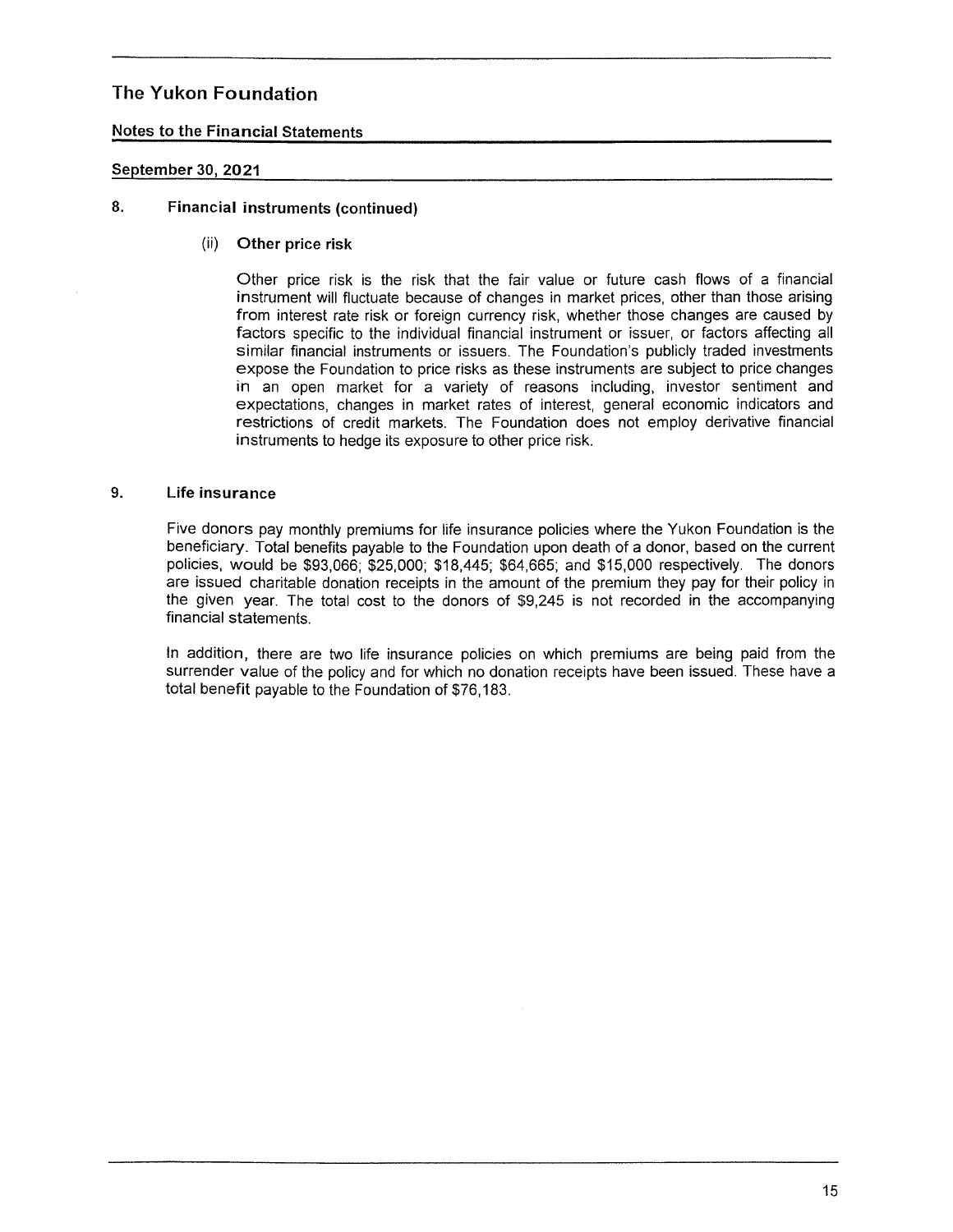# The Yukon Foundation

## Notes to the Financial Statements

### September 30, 2021

## 8. Financial instruments (continued)

### (ii) Other price risk

Other price risk is the risk that the fair value or future cash flows of a financial instrument will fluctuate because of changes in market prices, other than those arising from interest rate risk or foreign currency risk, whether those changes are caused by factors specific to the individual financial instrument or issuer, or factors affecting all similar financial instruments or issuers. The Foundation's publicly traded investments expose the Foundation to price risks as these instruments are subject to price changes in an open market for a variety of reasons including, investor sentiment and expectations, changes in market rates of interest, general economic indicators and restrictions of credit markets. The Foundation does not employ derivative financial instruments to hedge its exposure to other price risk.

## 9. Life insurance

Five donors pay monthly premiums for life insurance policies where the Yukon Foundation is the beneficiary. Total benefits payable to the Foundation upon death of a donor, based on the current policies, would be $93,066; $25,000; $18,445; $64,665; and $15,000 respectively. The donors are issued charitable donation receipts in the amount of the premium they pay for their policy in the given year. The total cost to the donors of $9,245 is not recorded in the accompanying financial statements.

In addition, there are two life insurance policies on which premiums are being paid from the surrender value of the policy and for which no donation receipts have been issued. These have a total benefit payable to the Foundation of $76,183.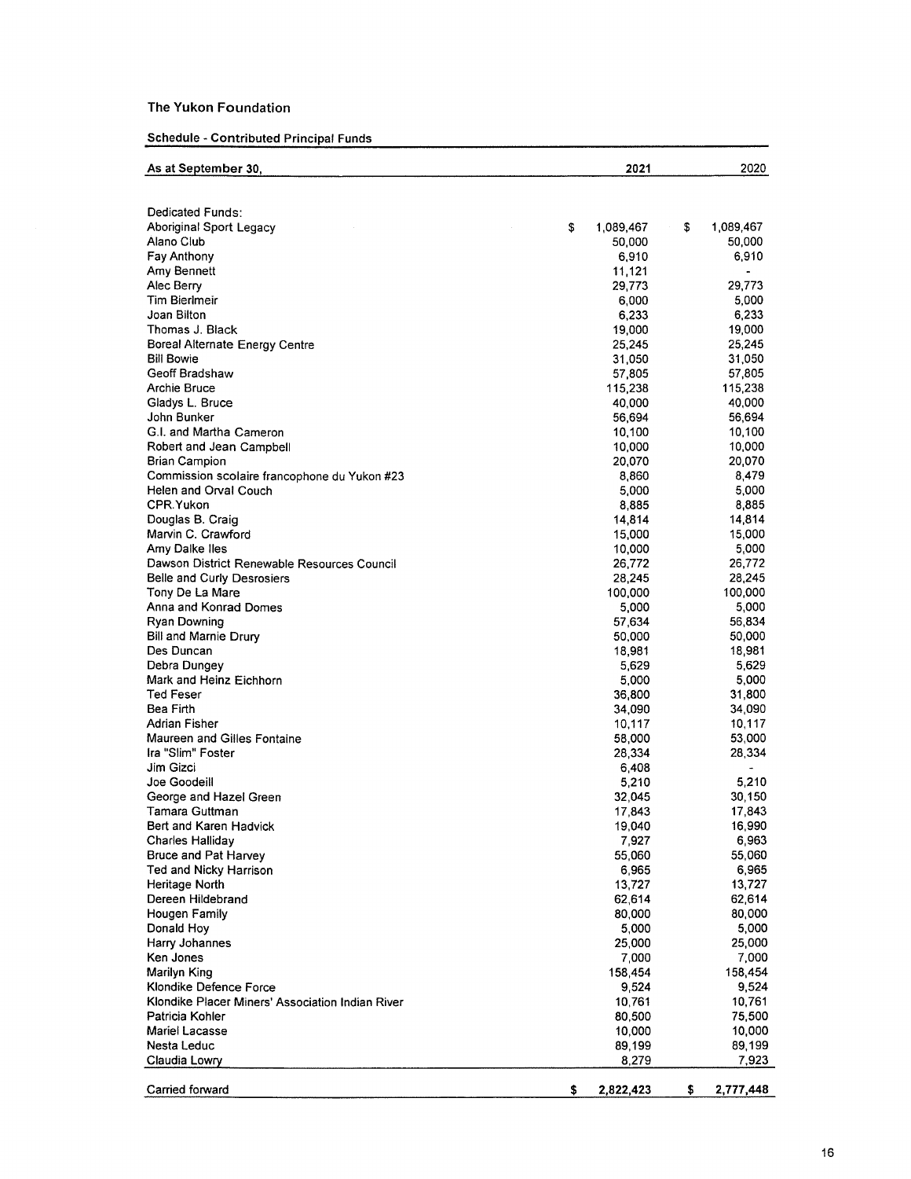**The Yukon Foundation**

**Schedule - Contributed Principal Funds**

| As at September 30, | 2021 | 2020 |
|---|---|---|
| Dedicated Funds: | | |
| Aboriginal Sport Legacy | $ 1,089,467 | $ 1,089,467 |
| Alano Club | 50,000 | 50,000 |
| Fay Anthony | 6,910 | 6,910 |
| Amy Bennett | 11,121 | - |
| Alec Berry | 29,773 | 29,773 |
| Tim Bierlmeir | 6,000 | 5,000 |
| Joan Bilton | 6,233 | 6,233 |
| Thomas J. Black | 19,000 | 19,000 |
| Boreal Alternate Energy Centre | 25,245 | 25,245 |
| Bill Bowie | 31,050 | 31,050 |
| Geoff Bradshaw | 57,805 | 57,805 |
| Archie Bruce | 115,238 | 115,238 |
| Gladys L. Bruce | 40,000 | 40,000 |
| John Bunker | 56,694 | 56,694 |
| G.I. and Martha Cameron | 10,100 | 10,100 |
| Robert and Jean Campbell | 10,000 | 10,000 |
| Brian Campion | 20,070 | 20,070 |
| Commission scolaire francophone du Yukon #23 | 8,860 | 8,479 |
| Helen and Orval Couch | 5,000 | 5,000 |
| CPR.Yukon | 8,885 | 8,885 |
| Douglas B. Craig | 14,814 | 14,814 |
| Marvin C. Crawford | 15,000 | 15,000 |
| Amy Dalke Iles | 10,000 | 5,000 |
| Dawson District Renewable Resources Council | 26,772 | 26,772 |
| Belle and Curly Desrosiers | 28,245 | 28,245 |
| Tony De La Mare | 100,000 | 100,000 |
| Anna and Konrad Domes | 5,000 | 5,000 |
| Ryan Downing | 57,634 | 56,834 |
| Bill and Marnie Drury | 50,000 | 50,000 |
| Des Duncan | 18,981 | 18,981 |
| Debra Dungey | 5,629 | 5,629 |
| Mark and Heinz Eichhorn | 5,000 | 5,000 |
| Ted Feser | 36,800 | 31,800 |
| Bea Firth | 34,090 | 34,090 |
| Adrian Fisher | 10,117 | 10,117 |
| Maureen and Gilles Fontaine | 58,000 | 53,000 |
| Ira "Slim" Foster | 28,334 | 28,334 |
| Jim Gizci | 6,408 | - |
| Joe Goodeill | 5,210 | 5,210 |
| George and Hazel Green | 32,045 | 30,150 |
| Tamara Guttman | 17,843 | 17,843 |
| Bert and Karen Hadvick | 19,040 | 16,990 |
| Charles Halliday | 7,927 | 6,963 |
| Bruce and Pat Harvey | 55,060 | 55,060 |
| Ted and Nicky Harrison | 6,965 | 6,965 |
| Heritage North | 13,727 | 13,727 |
| Dereen Hildebrand | 62,614 | 62,614 |
| Hougen Family | 80,000 | 80,000 |
| Donald Hoy | 5,000 | 5,000 |
| Harry Johannes | 25,000 | 25,000 |
| Ken Jones | 7,000 | 7,000 |
| Marilyn King | 158,454 | 158,454 |
| Klondike Defence Force | 9,524 | 9,524 |
| Klondike Placer Miners' Association Indian River | 10,761 | 10,761 |
| Patricia Kohler | 80,500 | 75,500 |
| Mariel Lacasse | 10,000 | 10,000 |
| Nesta Leduc | 89,199 | 89,199 |
| Claudia Lowry | 8,279 | 7,923 |
| Carried forward | $ 2,822,423 | $ 2,777,448 |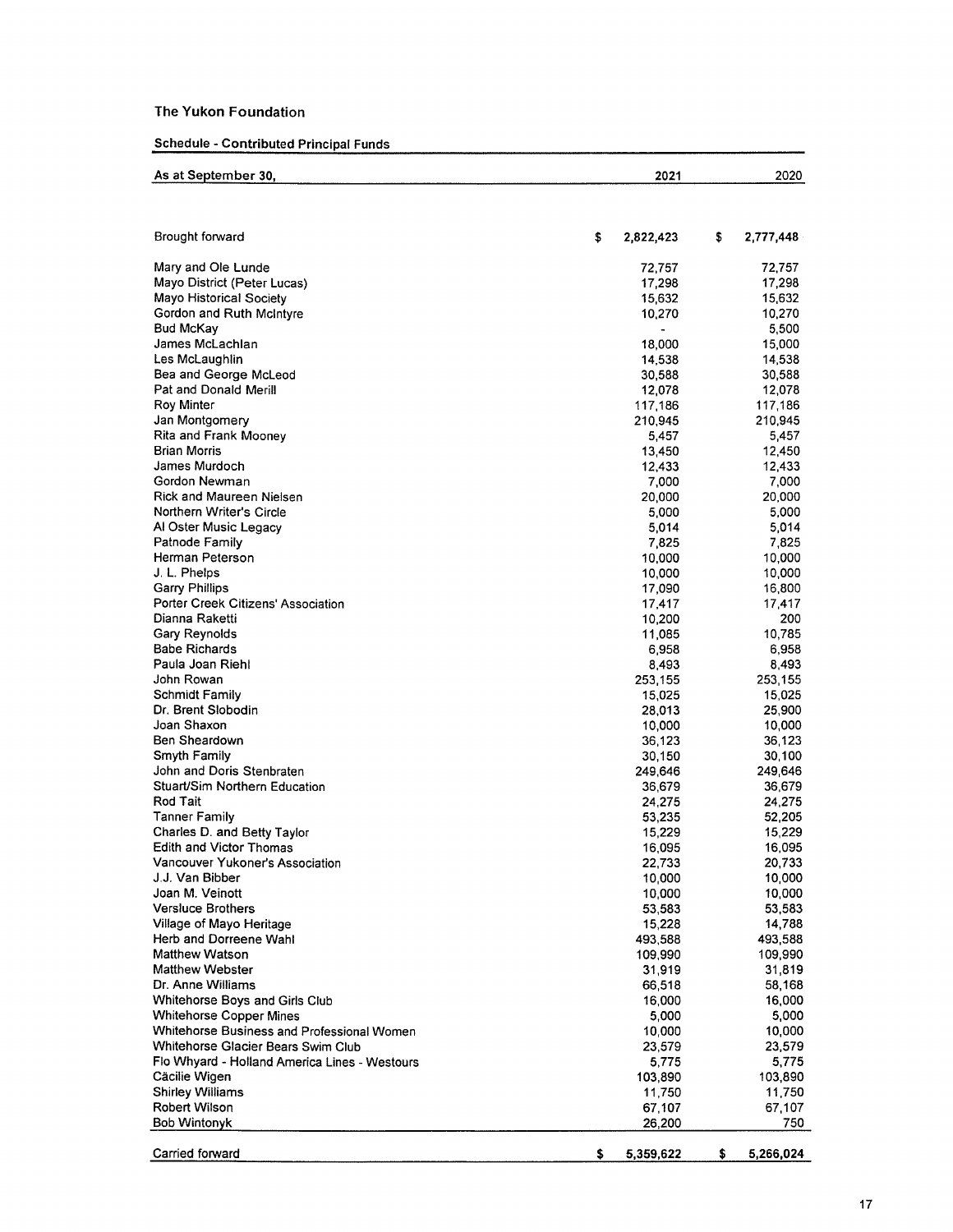**The Yukon Foundation**

**Schedule - Contributed Principal Funds**

| As at September 30, | 2021 | 2020 |
|---|---|---|
| Brought forward | $ 2,822,423 | $ 2,777,448 |
| Mary and Ole Lunde | 72,757 | 72,757 |
| Mayo District (Peter Lucas) | 17,298 | 17,298 |
| Mayo Historical Society | 15,632 | 15,632 |
| Gordon and Ruth McIntyre | 10,270 | 10,270 |
| Bud McKay | - | 5,500 |
| James McLachlan | 18,000 | 15,000 |
| Les McLaughlin | 14,538 | 14,538 |
| Bea and George McLeod | 30,588 | 30,588 |
| Pat and Donald Merill | 12,078 | 12,078 |
| Roy Minter | 117,186 | 117,186 |
| Jan Montgomery | 210,945 | 210,945 |
| Rita and Frank Mooney | 5,457 | 5,457 |
| Brian Morris | 13,450 | 12,450 |
| James Murdoch | 12,433 | 12,433 |
| Gordon Newman | 7,000 | 7,000 |
| Rick and Maureen Nielsen | 20,000 | 20,000 |
| Northern Writer's Circle | 5,000 | 5,000 |
| Al Oster Music Legacy | 5,014 | 5,014 |
| Patnode Family | 7,825 | 7,825 |
| Herman Peterson | 10,000 | 10,000 |
| J. L. Phelps | 10,000 | 10,000 |
| Garry Phillips | 17,090 | 16,800 |
| Porter Creek Citizens' Association | 17,417 | 17,417 |
| Dianna Raketti | 10,200 | 200 |
| Gary Reynolds | 11,085 | 10,785 |
| Babe Richards | 6,958 | 6,958 |
| Paula Joan Riehl | 8,493 | 8,493 |
| John Rowan | 253,155 | 253,155 |
| Schmidt Family | 15,025 | 15,025 |
| Dr. Brent Slobodin | 28,013 | 25,900 |
| Joan Shaxon | 10,000 | 10,000 |
| Ben Sheardown | 36,123 | 36,123 |
| Smyth Family | 30,150 | 30,100 |
| John and Doris Stenbraten | 249,646 | 249,646 |
| Stuart/Sim Northern Education | 36,679 | 36,679 |
| Rod Tait | 24,275 | 24,275 |
| Tanner Family | 53,235 | 52,205 |
| Charles D. and Betty Taylor | 15,229 | 15,229 |
| Edith and Victor Thomas | 16,095 | 16,095 |
| Vancouver Yukoner's Association | 22,733 | 20,733 |
| J.J. Van Bibber | 10,000 | 10,000 |
| Joan M. Veinott | 10,000 | 10,000 |
| Versluce Brothers | 53,583 | 53,583 |
| Village of Mayo Heritage | 15,228 | 14,788 |
| Herb and Dorreene Wahl | 493,588 | 493,588 |
| Matthew Watson | 109,990 | 109,990 |
| Matthew Webster | 31,919 | 31,819 |
| Dr. Anne Williams | 66,518 | 58,168 |
| Whitehorse Boys and Girls Club | 16,000 | 16,000 |
| Whitehorse Copper Mines | 5,000 | 5,000 |
| Whitehorse Business and Professional Women | 10,000 | 10,000 |
| Whitehorse Glacier Bears Swim Club | 23,579 | 23,579 |
| Flo Whyard - Holland America Lines - Westours | 5,775 | 5,775 |
| Cäcilie Wigen | 103,890 | 103,890 |
| Shirley Williams | 11,750 | 11,750 |
| Robert Wilson | 67,107 | 67,107 |
| Bob Wintonyk | 26,200 | 750 |
| Carried forward | $ 5,359,622 | $ 5,266,024 |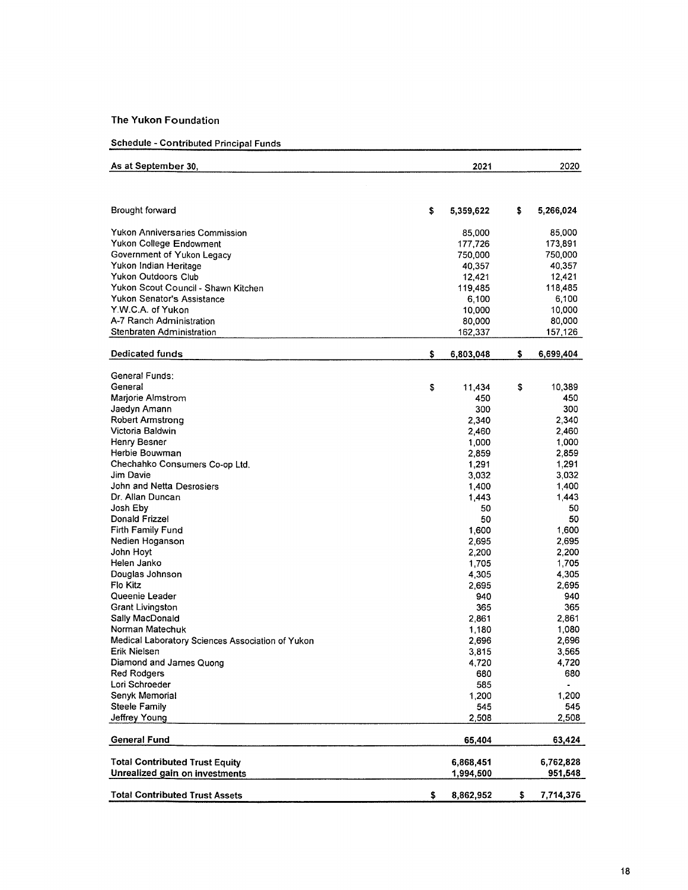## The Yukon Foundation

### Schedule - Contributed Principal Funds

| As at September 30, | 2021 | 2020 |
|---|---|---|
| Brought forward | $ 5,359,622 | $ 5,266,024 |
| Yukon Anniversaries Commission | 85,000 | 85,000 |
| Yukon College Endowment | 177,726 | 173,891 |
| Government of Yukon Legacy | 750,000 | 750,000 |
| Yukon Indian Heritage | 40,357 | 40,357 |
| Yukon Outdoors Club | 12,421 | 12,421 |
| Yukon Scout Council - Shawn Kitchen | 119,485 | 118,485 |
| Yukon Senator's Assistance | 6,100 | 6,100 |
| Y.W.C.A. of Yukon | 10,000 | 10,000 |
| A-7 Ranch Administration | 80,000 | 80,000 |
| Stenbraten Administration | 162,337 | 157,126 |
| **Dedicated funds** | **$ 6,803,048** | **$ 6,699,404** |
| General Funds: | | |
| General | $ 11,434 | $ 10,389 |
| Marjorie Almstrom | 450 | 450 |
| Jaedyn Amann | 300 | 300 |
| Robert Armstrong | 2,340 | 2,340 |
| Victoria Baldwin | 2,460 | 2,460 |
| Henry Besner | 1,000 | 1,000 |
| Herbie Bouwman | 2,859 | 2,859 |
| Chechahko Consumers Co-op Ltd. | 1,291 | 1,291 |
| Jim Davie | 3,032 | 3,032 |
| John and Netta Desrosiers | 1,400 | 1,400 |
| Dr. Allan Duncan | 1,443 | 1,443 |
| Josh Eby | 50 | 50 |
| Donald Frizzel | 50 | 50 |
| Firth Family Fund | 1,600 | 1,600 |
| Nedien Hoganson | 2,695 | 2,695 |
| John Hoyt | 2,200 | 2,200 |
| Helen Janko | 1,705 | 1,705 |
| Douglas Johnson | 4,305 | 4,305 |
| Flo Kitz | 2,695 | 2,695 |
| Queenie Leader | 940 | 940 |
| Grant Livingston | 365 | 365 |
| Sally MacDonald | 2,861 | 2,861 |
| Norman Matechuk | 1,180 | 1,080 |
| Medical Laboratory Sciences Association of Yukon | 2,696 | 2,696 |
| Erik Nielsen | 3,815 | 3,565 |
| Diamond and James Quong | 4,720 | 4,720 |
| Red Rodgers | 680 | 680 |
| Lori Schroeder | 585 | - |
| Senyk Memorial | 1,200 | 1,200 |
| Steele Family | 545 | 545 |
| Jeffrey Young | 2,508 | 2,508 |
| **General Fund** | **65,404** | **63,424** |
| **Total Contributed Trust Equity** | **6,868,451** | **6,762,828** |
| **Unrealized gain on investments** | **1,994,500** | **951,548** |
| **Total Contributed Trust Assets** | **$ 8,862,952** | **$ 7,714,376** |